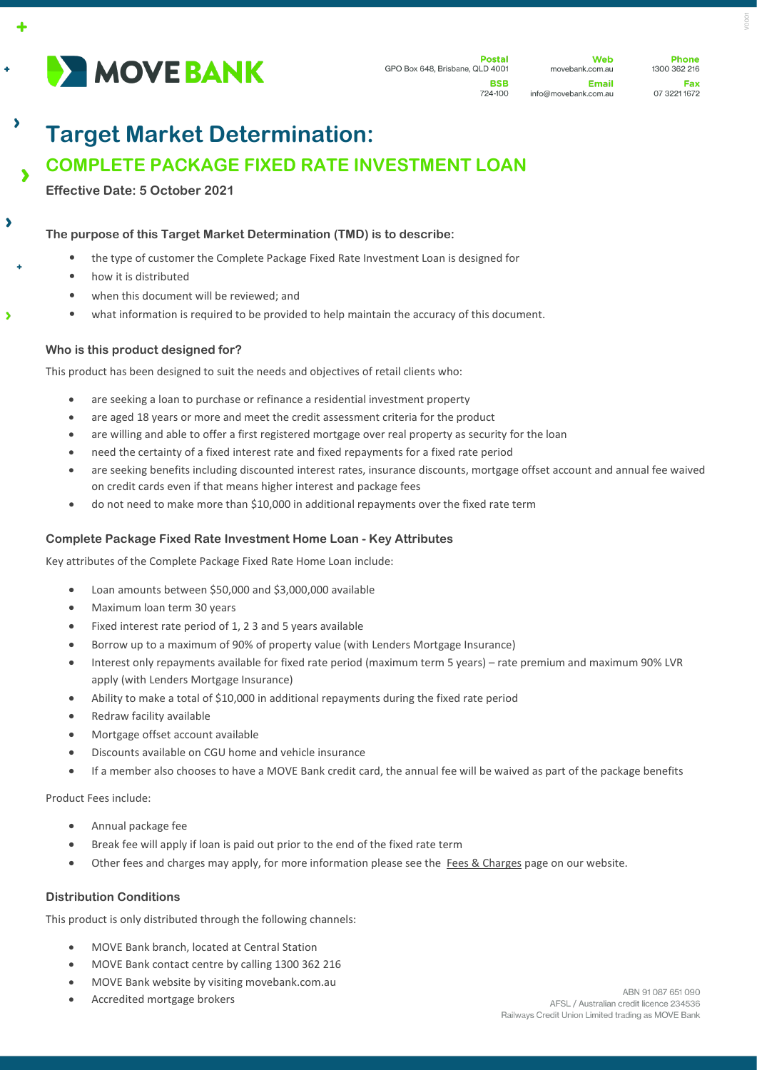MOVE BANK

**Postal**
GPO Box 648, Brisbane, QLD 4001

**BSB**
724-100

**Web**
movebank.com.au

**Email**
info@movebank.com.au

**Phone**
1300 362 216

**Fax**
07 3221 1672

# Target Market Determination:

## COMPLETE PACKAGE FIXED RATE INVESTMENT LOAN

**Effective Date: 5 October 2021**

### The purpose of this Target Market Determination (TMD) is to describe:

- the type of customer the Complete Package Fixed Rate Investment Loan is designed for
- how it is distributed
- when this document will be reviewed; and
- what information is required to be provided to help maintain the accuracy of this document.

### Who is this product designed for?

This product has been designed to suit the needs and objectives of retail clients who:

- are seeking a loan to purchase or refinance a residential investment property
- are aged 18 years or more and meet the credit assessment criteria for the product
- are willing and able to offer a first registered mortgage over real property as security for the loan
- need the certainty of a fixed interest rate and fixed repayments for a fixed rate period
- are seeking benefits including discounted interest rates, insurance discounts, mortgage offset account and annual fee waived on credit cards even if that means higher interest and package fees
- do not need to make more than $10,000 in additional repayments over the fixed rate term

### Complete Package Fixed Rate Investment Home Loan - Key Attributes

Key attributes of the Complete Package Fixed Rate Home Loan include:

- Loan amounts between $50,000 and $3,000,000 available
- Maximum loan term 30 years
- Fixed interest rate period of 1, 2 3 and 5 years available
- Borrow up to a maximum of 90% of property value (with Lenders Mortgage Insurance)
- Interest only repayments available for fixed rate period (maximum term 5 years) – rate premium and maximum 90% LVR apply (with Lenders Mortgage Insurance)
- Ability to make a total of $10,000 in additional repayments during the fixed rate period
- Redraw facility available
- Mortgage offset account available
- Discounts available on CGU home and vehicle insurance
- If a member also chooses to have a MOVE Bank credit card, the annual fee will be waived as part of the package benefits

Product Fees include:

- Annual package fee
- Break fee will apply if loan is paid out prior to the end of the fixed rate term
- Other fees and charges may apply, for more information please see the Fees & Charges page on our website.

### Distribution Conditions

This product is only distributed through the following channels:

- MOVE Bank branch, located at Central Station
- MOVE Bank contact centre by calling 1300 362 216
- MOVE Bank website by visiting movebank.com.au
- Accredited mortgage brokers

ABN 91 087 651 090
AFSL / Australian credit licence 234536
Railways Credit Union Limited trading as MOVE Bank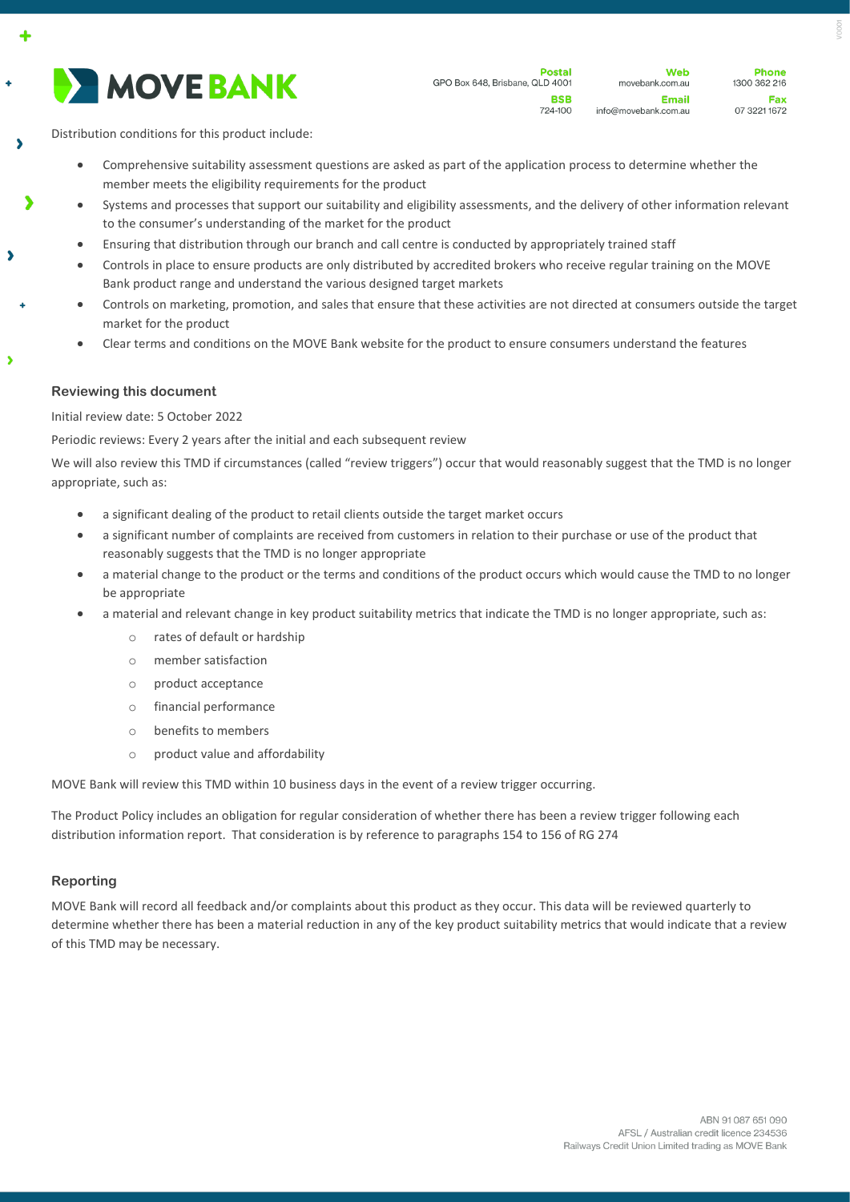Distribution conditions for this product include:

- Comprehensive suitability assessment questions are asked as part of the application process to determine whether the member meets the eligibility requirements for the product
- Systems and processes that support our suitability and eligibility assessments, and the delivery of other information relevant to the consumer's understanding of the market for the product
- Ensuring that distribution through our branch and call centre is conducted by appropriately trained staff
- Controls in place to ensure products are only distributed by accredited brokers who receive regular training on the MOVE Bank product range and understand the various designed target markets
- Controls on marketing, promotion, and sales that ensure that these activities are not directed at consumers outside the target market for the product
- Clear terms and conditions on the MOVE Bank website for the product to ensure consumers understand the features

### Reviewing this document

Initial review date: 5 October 2022

Periodic reviews: Every 2 years after the initial and each subsequent review

We will also review this TMD if circumstances (called "review triggers") occur that would reasonably suggest that the TMD is no longer appropriate, such as:

- a significant dealing of the product to retail clients outside the target market occurs
- a significant number of complaints are received from customers in relation to their purchase or use of the product that reasonably suggests that the TMD is no longer appropriate
- a material change to the product or the terms and conditions of the product occurs which would cause the TMD to no longer be appropriate
- a material and relevant change in key product suitability metrics that indicate the TMD is no longer appropriate, such as:
  - rates of default or hardship
  - member satisfaction
  - product acceptance
  - financial performance
  - benefits to members
  - product value and affordability

MOVE Bank will review this TMD within 10 business days in the event of a review trigger occurring.

The Product Policy includes an obligation for regular consideration of whether there has been a review trigger following each distribution information report. That consideration is by reference to paragraphs 154 to 156 of RG 274

### Reporting

MOVE Bank will record all feedback and/or complaints about this product as they occur. This data will be reviewed quarterly to determine whether there has been a material reduction in any of the key product suitability metrics that would indicate that a review of this TMD may be necessary.